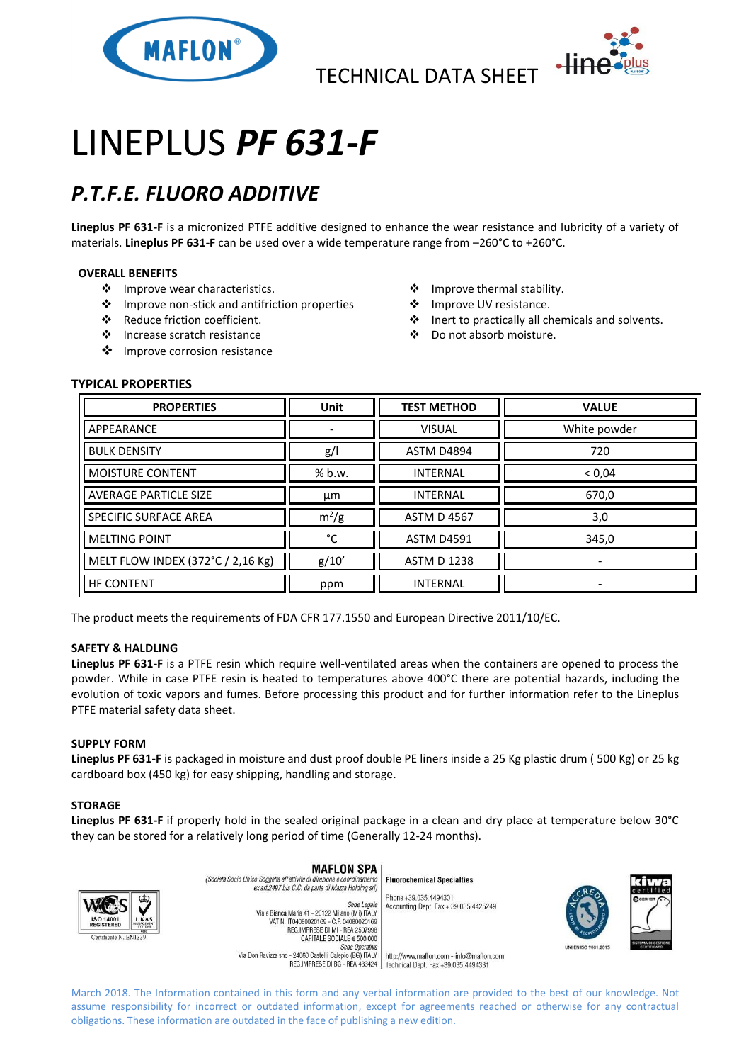TECHNICAL DATA SHEET

# LINEPLUS ***PF 631-F***

## *P.T.F.E. FLUORO ADDITIVE*

**Lineplus PF 631-F** is a micronized PTFE additive designed to enhance the wear resistance and lubricity of a variety of materials. **Lineplus PF 631-F** can be used over a wide temperature range from –260°C to +260°C.

### OVERALL BENEFITS

- Improve wear characteristics.
- Improve non-stick and antifriction properties
- Reduce friction coefficient.
- Increase scratch resistance
- Improve corrosion resistance
- Improve thermal stability.
- Improve UV resistance.
- Inert to practically all chemicals and solvents.
- Do not absorb moisture.

### TYPICAL PROPERTIES

| PROPERTIES | Unit | TEST METHOD | VALUE |
|---|---|---|---|
| APPEARANCE | - | VISUAL | White powder |
| BULK DENSITY | g/l | ASTM D4894 | 720 |
| MOISTURE CONTENT | % b.w. | INTERNAL | < 0,04 |
| AVERAGE PARTICLE SIZE | µm | INTERNAL | 670,0 |
| SPECIFIC SURFACE AREA | $m^2/g$ | ASTM D 4567 | 3,0 |
| MELTING POINT | °C | ASTM D4591 | 345,0 |
| MELT FLOW INDEX (372°C / 2,16 Kg) | g/10' | ASTM D 1238 | - |
| HF CONTENT | ppm | INTERNAL | - |

The product meets the requirements of FDA CFR 177.1550 and European Directive 2011/10/EC.

### SAFETY & HALDLING

**Lineplus PF 631-F** is a PTFE resin which require well-ventilated areas when the containers are opened to process the powder. While in case PTFE resin is heated to temperatures above 400°C there are potential hazards, including the evolution of toxic vapors and fumes. Before processing this product and for further information refer to the Lineplus PTFE material safety data sheet.

### SUPPLY FORM

**Lineplus PF 631-F** is packaged in moisture and dust proof double PE liners inside a 25 Kg plastic drum ( 500 Kg) or 25 kg cardboard box (450 kg) for easy shipping, handling and storage.

### STORAGE

**Lineplus PF 631-F** if properly hold in the sealed original package in a clean and dry place at temperature below 30°C they can be stored for a relatively long period of time (Generally 12-24 months).

ISO 14001 REGISTERED — Certificate N. EN1339

**MAFLON SPA**
(Società Socio Unico Soggetta all'attività di direzione e coordinamento ex art.2497 bis C.C. da parte di Mazza Holding srl)
Sede Legale
Viale Bianca Maria 41 - 20122 Milano (Mi) ITALY
VAT N. IT04080020169 - C.F. 04080020169
REG.IMPRESE DI MI - REA 2507998
CAPITALE SOCIALE € 500.000
Sede Operativa
Via Don Ravizza snc - 24060 Castelli Calepio (BG) ITALY
REG.IMPRESE DI BG - REA 433424

**Fluorochemical Specialties**
Phone +39.035.4494301
Accounting Dept. Fax + 39.035.4425249
http://www.maflon.com - info@maflon.com
Technical Dept. Fax +39.035.4494331

UNI EN ISO 9001:2015

March 2018. The Information contained in this form and any verbal information are provided to the best of our knowledge. Not assume responsibility for incorrect or outdated information, except for agreements reached or otherwise for any contractual obligations. These information are outdated in the face of publishing a new edition.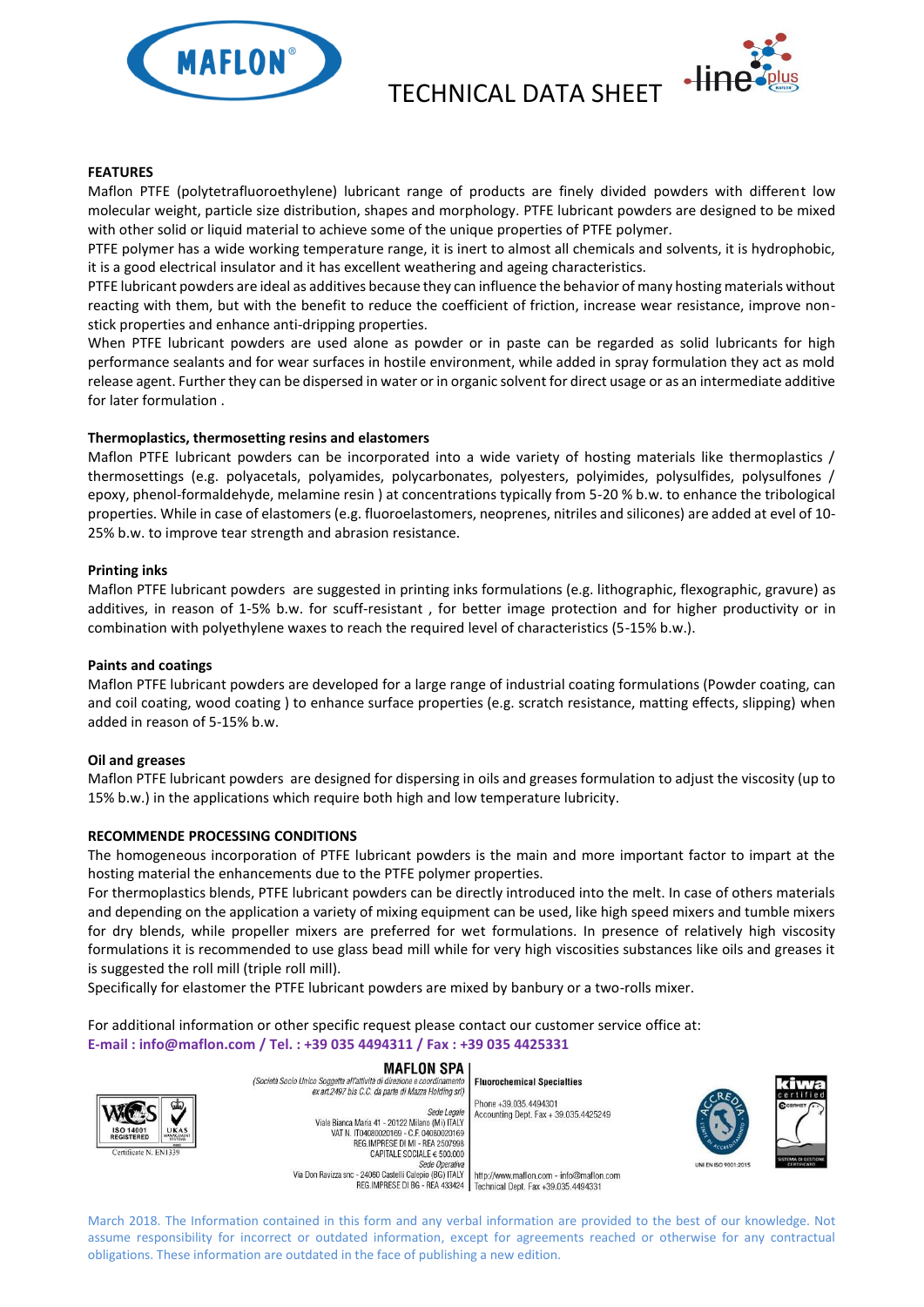TECHNICAL DATA SHEET

**FEATURES**

Maflon PTFE (polytetrafluoroethylene) lubricant range of products are finely divided powders with different low molecular weight, particle size distribution, shapes and morphology. PTFE lubricant powders are designed to be mixed with other solid or liquid material to achieve some of the unique properties of PTFE polymer.

PTFE polymer has a wide working temperature range, it is inert to almost all chemicals and solvents, it is hydrophobic, it is a good electrical insulator and it has excellent weathering and ageing characteristics.

PTFE lubricant powders are ideal as additives because they can influence the behavior of many hosting materials without reacting with them, but with the benefit to reduce the coefficient of friction, increase wear resistance, improve non-stick properties and enhance anti-dripping properties.

When PTFE lubricant powders are used alone as powder or in paste can be regarded as solid lubricants for high performance sealants and for wear surfaces in hostile environment, while added in spray formulation they act as mold release agent. Further they can be dispersed in water or in organic solvent for direct usage or as an intermediate additive for later formulation .

**Thermoplastics, thermosetting resins and elastomers**

Maflon PTFE lubricant powders can be incorporated into a wide variety of hosting materials like thermoplastics / thermosettings (e.g. polyacetals, polyamides, polycarbonates, polyesters, polyimides, polysulfides, polysulfones / epoxy, phenol-formaldehyde, melamine resin ) at concentrations typically from 5-20 % b.w. to enhance the tribological properties. While in case of elastomers (e.g. fluoroelastomers, neoprenes, nitriles and silicones) are added at evel of 10-25% b.w. to improve tear strength and abrasion resistance.

**Printing inks**

Maflon PTFE lubricant powders are suggested in printing inks formulations (e.g. lithographic, flexographic, gravure) as additives, in reason of 1-5% b.w. for scuff-resistant , for better image protection and for higher productivity or in combination with polyethylene waxes to reach the required level of characteristics (5-15% b.w.).

**Paints and coatings**

Maflon PTFE lubricant powders are developed for a large range of industrial coating formulations (Powder coating, can and coil coating, wood coating ) to enhance surface properties (e.g. scratch resistance, matting effects, slipping) when added in reason of 5-15% b.w.

**Oil and greases**

Maflon PTFE lubricant powders are designed for dispersing in oils and greases formulation to adjust the viscosity (up to 15% b.w.) in the applications which require both high and low temperature lubricity.

**RECOMMENDE PROCESSING CONDITIONS**

The homogeneous incorporation of PTFE lubricant powders is the main and more important factor to impart at the hosting material the enhancements due to the PTFE polymer properties.

For thermoplastics blends, PTFE lubricant powders can be directly introduced into the melt. In case of others materials and depending on the application a variety of mixing equipment can be used, like high speed mixers and tumble mixers for dry blends, while propeller mixers are preferred for wet formulations. In presence of relatively high viscosity formulations it is recommended to use glass bead mill while for very high viscosities substances like oils and greases it is suggested the roll mill (triple roll mill).

Specifically for elastomer the PTFE lubricant powders are mixed by banbury or a two-rolls mixer.

For additional information or other specific request please contact our customer service office at:

**E-mail : info@maflon.com / Tel. : +39 035 4494311 / Fax : +39 035 4425331**

ISO 14001 REGISTERED — Certificate N. EN1339

**MAFLON SPA**
*(Società Socio Unico Soggetta all'attività di direzione e coordinamento ex art.2497 bis C.C. da parte di Mazza Holding srl)*

*Sede Legale*
Viale Bianca Maria 41 - 20122 Milano (Mi) ITALY
VAT N. IT04080020169 - C.F. 04080020169
REG.IMPRESE DI MI - REA 2507998
CAPITALE SOCIALE € 500.000
*Sede Operativa*
Via Don Ravizza snc - 24060 Castelli Calepio (BG) ITALY
REG.IMPRESE DI BG - REA 433424

**Fluorochemical Specialties**

Phone +39.035.4494301
Accounting Dept. Fax + 39.035.4425249

http://www.maflon.com - info@maflon.com
Technical Dept. Fax +39.035.4494331

UNI EN ISO 9001:2015

March 2018. The Information contained in this form and any verbal information are provided to the best of our knowledge. Not assume responsibility for incorrect or outdated information, except for agreements reached or otherwise for any contractual obligations. These information are outdated in the face of publishing a new edition.